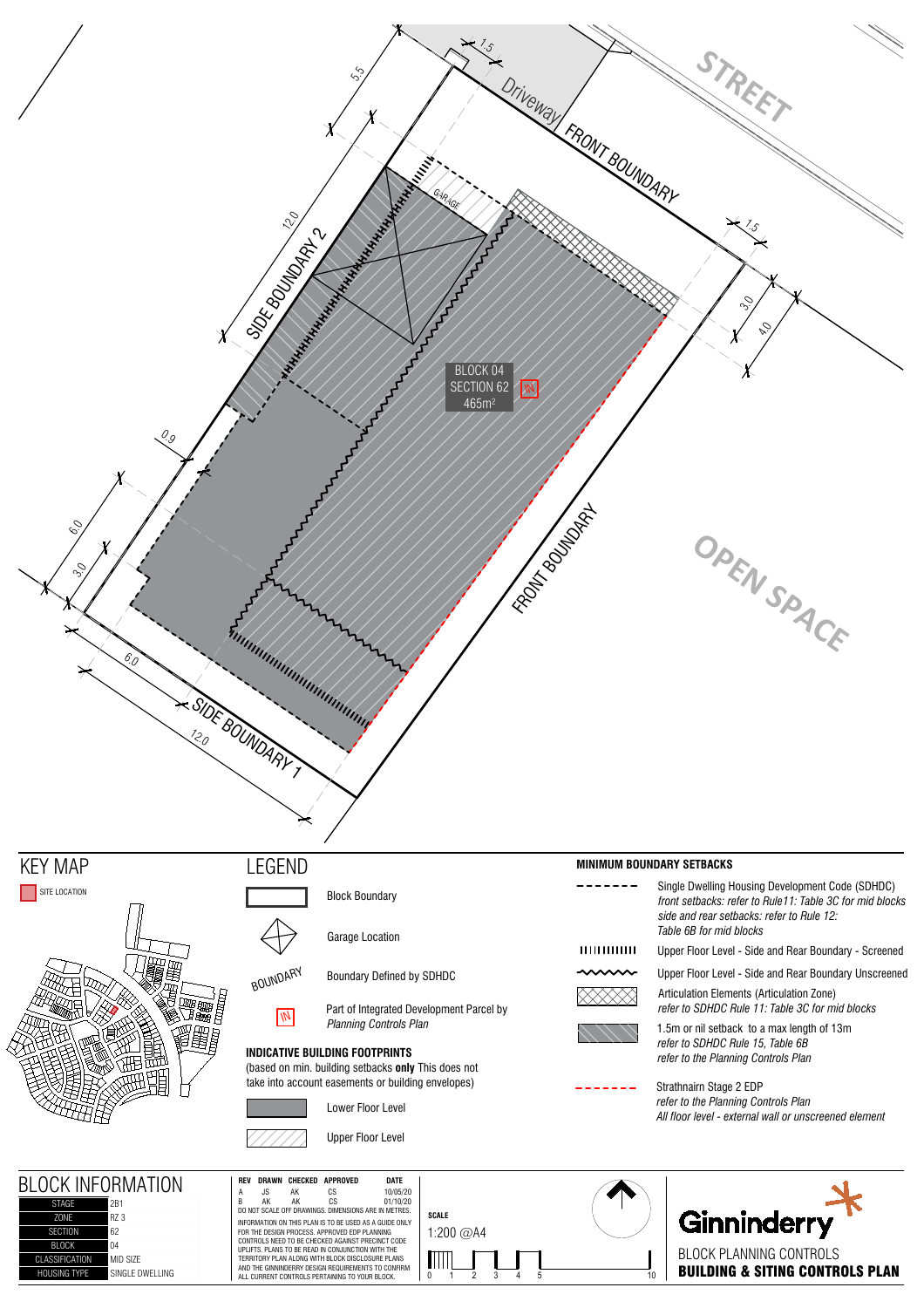STREET

Driveway

FRONT BOUNDARY

GARAGE

SIDE BOUNDARY 2

BLOCK 04
SECTION 62
465m²

IN

FRONT BOUNDARY

OPEN SPACE

SIDE BOUNDARY 1

1.5 5.5 12.0 1.5 3.0 4.0 0.9 6.0 3.0 6.0 12.0

## KEY MAP

SITE LOCATION

## LEGEND

- Block Boundary
- Garage Location
- BOUNDARY — Boundary Defined by SDHDC
- IN — Part of Integrated Development Parcel by *Planning Controls Plan*

**INDICATIVE BUILDING FOOTPRINTS**
(based on min. building setbacks **only** This does not take into account easements or building envelopes)

- Lower Floor Level
- Upper Floor Level

**MINIMUM BOUNDARY SETBACKS**

- Single Dwelling Housing Development Code (SDHDC) *front setbacks: refer to Rule11: Table 3C for mid blocks side and rear setbacks: refer to Rule 12: Table 6B for mid blocks*
- Upper Floor Level - Side and Rear Boundary - Screened
- Upper Floor Level - Side and Rear Boundary Unscreened
- Articulation Elements (Articulation Zone) *refer to SDHDC Rule 11: Table 3C for mid blocks*
- 1.5m or nil setback to a max length of 13m *refer to SDHDC Rule 15, Table 6B refer to the Planning Controls Plan*
- Strathnairn Stage 2 EDP *refer to the Planning Controls Plan All floor level - external wall or unscreened element*

## BLOCK INFORMATION

| | |
|---|---|
| STAGE | 2B1 |
| ZONE | RZ 3 |
| SECTION | 62 |
| BLOCK | 04 |
| CLASSIFICATION | MID SIZE |
| HOUSING TYPE | SINGLE DWELLING |

| REV | DRAWN | CHECKED | APPROVED | DATE |
|---|---|---|---|---|
| A | JS | AK | CS | 10/05/20 |
| B | AK | AK | CS | 01/10/20 |

DO NOT SCALE OFF DRAWINGS. DIMENSIONS ARE IN METRES.

INFORMATION ON THIS PLAN IS TO BE USED AS A GUIDE ONLY FOR THE DESIGN PROCESS. APPROVED EDP PLANNING CONTROLS NEED TO BE CHECKED AGAINST PRECINCT CODE UPLIFTS. PLANS TO BE READ IN CONJUNCTION WITH THE TERRITORY PLAN ALONG WITH BLOCK DISCLOSURE PLANS AND THE GINNINDERRY DESIGN REQUIREMENTS TO CONFIRM ALL CURRENT CONTROLS PERTAINING TO YOUR BLOCK.

**SCALE**
1:200 @A4

0 1 2 3 4 5 10

Ginninderry

BLOCK PLANNING CONTROLS
**BUILDING & SITING CONTROLS PLAN**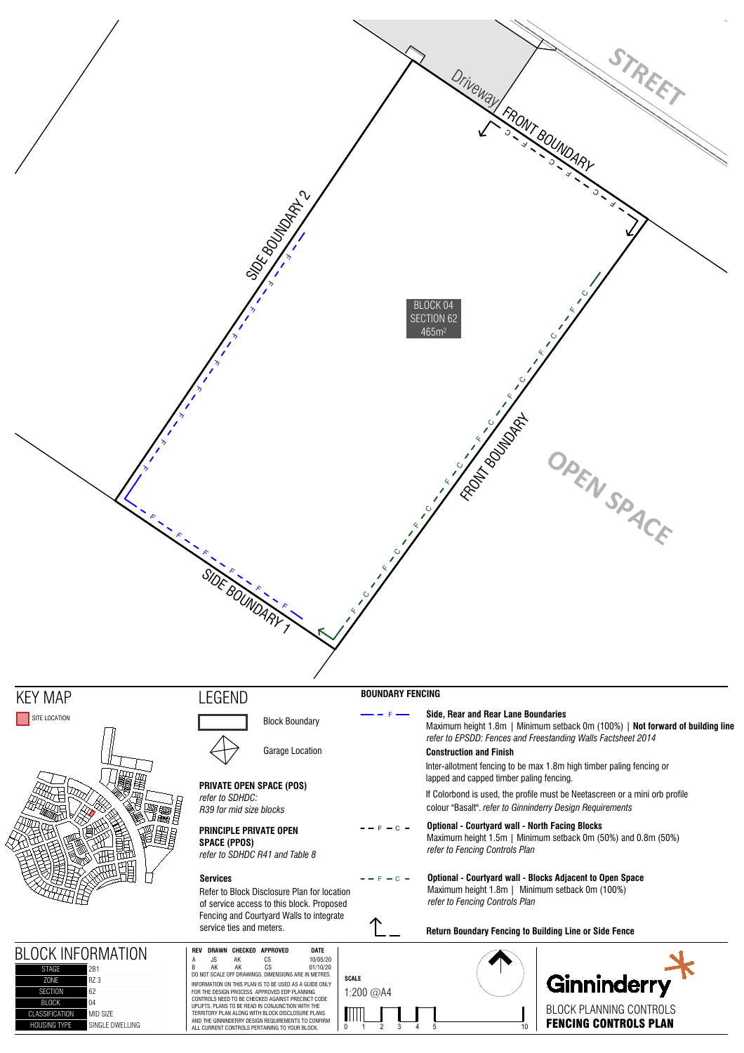STREET

Driveway

FRONT BOUNDARY

SIDE BOUNDARY 2

BLOCK 04
SECTION 62
465m²

FRONT BOUNDARY

OPEN SPACE

SIDE BOUNDARY 1

## KEY MAP

SITE LOCATION

## LEGEND

Block Boundary

Garage Location

**PRIVATE OPEN SPACE (POS)**
*refer to SDHDC:*
*R39 for mid size blocks*

**PRINCIPLE PRIVATE OPEN SPACE (PPOS)**
*refer to SDHDC R41 and Table 8*

**Services**
Refer to Block Disclosure Plan for location of service access to this block. Proposed Fencing and Courtyard Walls to integrate service ties and meters.

## BOUNDARY FENCING

— F — **Side, Rear and Rear Lane Boundaries**
Maximum height 1.8m | Minimum setback 0m (100%) | **Not forward of building line**
*refer to EPSDD: Fences and Freestanding Walls Factsheet 2014*

**Construction and Finish**
Inter-allotment fencing to be max 1.8m high timber paling fencing or lapped and capped timber paling fencing.

If Colorbond is used, the profile must be Neetascreen or a mini orb profile colour "Basalt". *refer to Ginninderry Design Requirements*

– – F – C – **Optional - Courtyard wall - North Facing Blocks**
Maximum height 1.5m | Minimum setback 0m (50%) and 0.8m (50%)
*refer to Fencing Controls Plan*

– – F – C – **Optional - Courtyard wall - Blocks Adjacent to Open Space**
Maximum height 1.8m | Minimum setback 0m (100%)
*refer to Fencing Controls Plan*

**Return Boundary Fencing to Building Line or Side Fence**

## BLOCK INFORMATION

| | |
|---|---|
| STAGE | 2B1 |
| ZONE | RZ 3 |
| SECTION | 62 |
| BLOCK | 04 |
| CLASSIFICATION | MID SIZE |
| HOUSING TYPE | SINGLE DWELLING |

| REV | DRAWN | CHECKED | APPROVED | DATE |
|---|---|---|---|---|
| A | JS | AK | CS | 10/05/20 |
| B | AK | AK | CS | 01/10/20 |

DO NOT SCALE OFF DRAWINGS. DIMENSIONS ARE IN METRES.

INFORMATION ON THIS PLAN IS TO BE USED AS A GUIDE ONLY FOR THE DESIGN PROCESS. APPROVED EDP PLANNING CONTROLS NEED TO BE CHECKED AGAINST PRECINCT CODE UPLIFTS. PLANS TO BE READ IN CONJUNCTION WITH THE TERRITORY PLAN ALONG WITH BLOCK DISCLOSURE PLANS AND THE GINNINDERRY DESIGN REQUIREMENTS TO CONFIRM ALL CURRENT CONTROLS PERTAINING TO YOUR BLOCK.

**SCALE**
1:200 @A4

0 1 2 3 4 5 10

Ginninderry

BLOCK PLANNING CONTROLS
**FENCING CONTROLS PLAN**